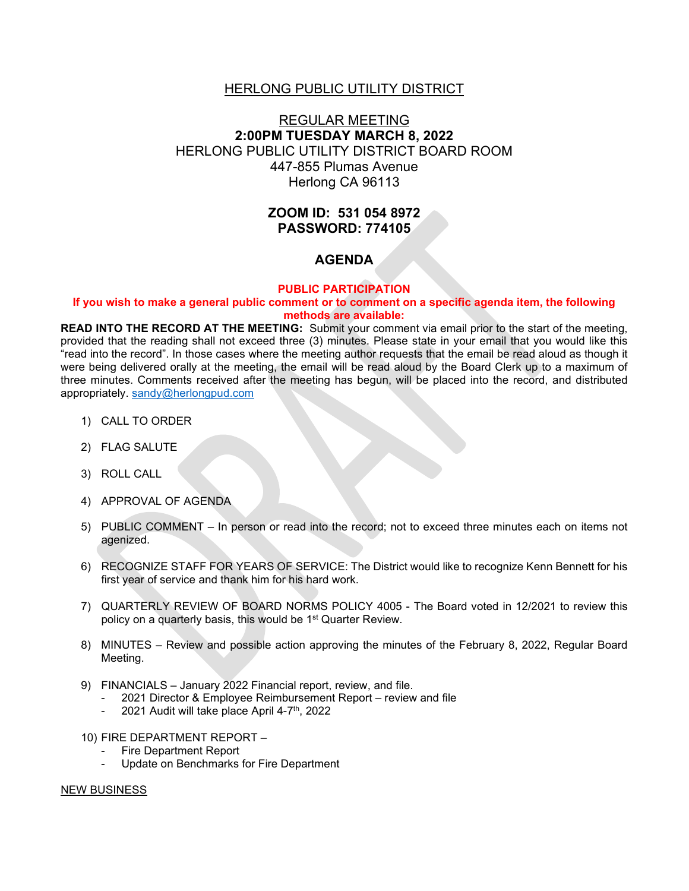# HERLONG PUBLIC UTILITY DISTRICT

## REGULAR MEETING

**2:00PM TUESDAY MARCH 8, 2022**

HERLONG PUBLIC UTILITY DISTRICT BOARD ROOM

447-855 Plumas Avenue

Herlong CA 96113

**ZOOM ID: 531 054 8972**

**PASSWORD: 774105**

## AGENDA

**PUBLIC PARTICIPATION**

**If you wish to make a general public comment or to comment on a specific agenda item, the following methods are available:**

**READ INTO THE RECORD AT THE MEETING:** Submit your comment via email prior to the start of the meeting, provided that the reading shall not exceed three (3) minutes. Please state in your email that you would like this "read into the record". In those cases where the meeting author requests that the email be read aloud as though it were being delivered orally at the meeting, the email will be read aloud by the Board Clerk up to a maximum of three minutes. Comments received after the meeting has begun, will be placed into the record, and distributed appropriately. sandy@herlongpud.com

1) CALL TO ORDER

2) FLAG SALUTE

3) ROLL CALL

4) APPROVAL OF AGENDA

5) PUBLIC COMMENT – In person or read into the record; not to exceed three minutes each on items not agenized.

6) RECOGNIZE STAFF FOR YEARS OF SERVICE: The District would like to recognize Kenn Bennett for his first year of service and thank him for his hard work.

7) QUARTERLY REVIEW OF BOARD NORMS POLICY 4005 - The Board voted in 12/2021 to review this policy on a quarterly basis, this would be 1st Quarter Review.

8) MINUTES – Review and possible action approving the minutes of the February 8, 2022, Regular Board Meeting.

9) FINANCIALS – January 2022 Financial report, review, and file.
   - 2021 Director & Employee Reimbursement Report – review and file
   - 2021 Audit will take place April 4-7th, 2022

10) FIRE DEPARTMENT REPORT –
   - Fire Department Report
   - Update on Benchmarks for Fire Department

NEW BUSINESS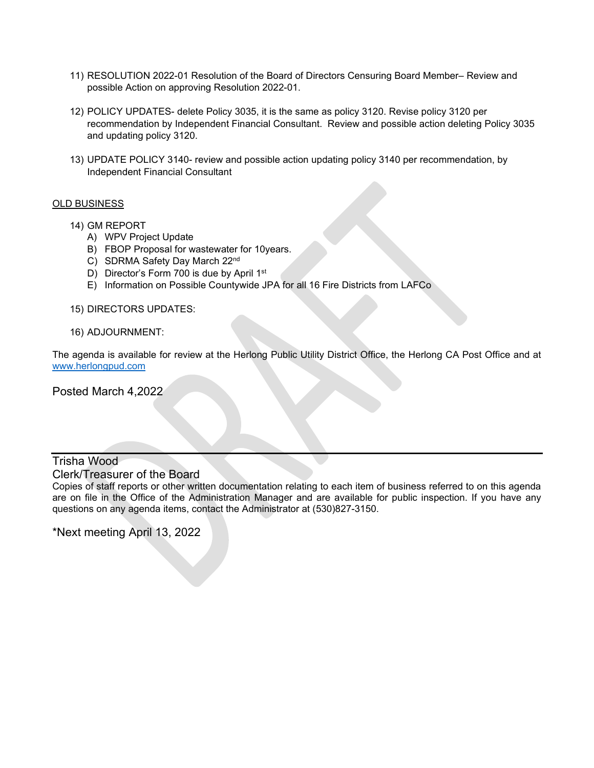11) RESOLUTION 2022-01 Resolution of the Board of Directors Censuring Board Member– Review and possible Action on approving Resolution 2022-01.

12) POLICY UPDATES- delete Policy 3035, it is the same as policy 3120. Revise policy 3120 per recommendation by Independent Financial Consultant. Review and possible action deleting Policy 3035 and updating policy 3120.

13) UPDATE POLICY 3140- review and possible action updating policy 3140 per recommendation, by Independent Financial Consultant

OLD BUSINESS

14) GM REPORT
    A) WPV Project Update
    B) FBOP Proposal for wastewater for 10years.
    C) SDRMA Safety Day March 22nd
    D) Director's Form 700 is due by April 1st
    E) Information on Possible Countywide JPA for all 16 Fire Districts from LAFCo

15) DIRECTORS UPDATES:

16) ADJOURNMENT:

The agenda is available for review at the Herlong Public Utility District Office, the Herlong CA Post Office and at www.herlongpud.com

Posted March 4,2022

---

Trisha Wood
Clerk/Treasurer of the Board

Copies of staff reports or other written documentation relating to each item of business referred to on this agenda are on file in the Office of the Administration Manager and are available for public inspection. If you have any questions on any agenda items, contact the Administrator at (530)827-3150.

*Next meeting April 13, 2022